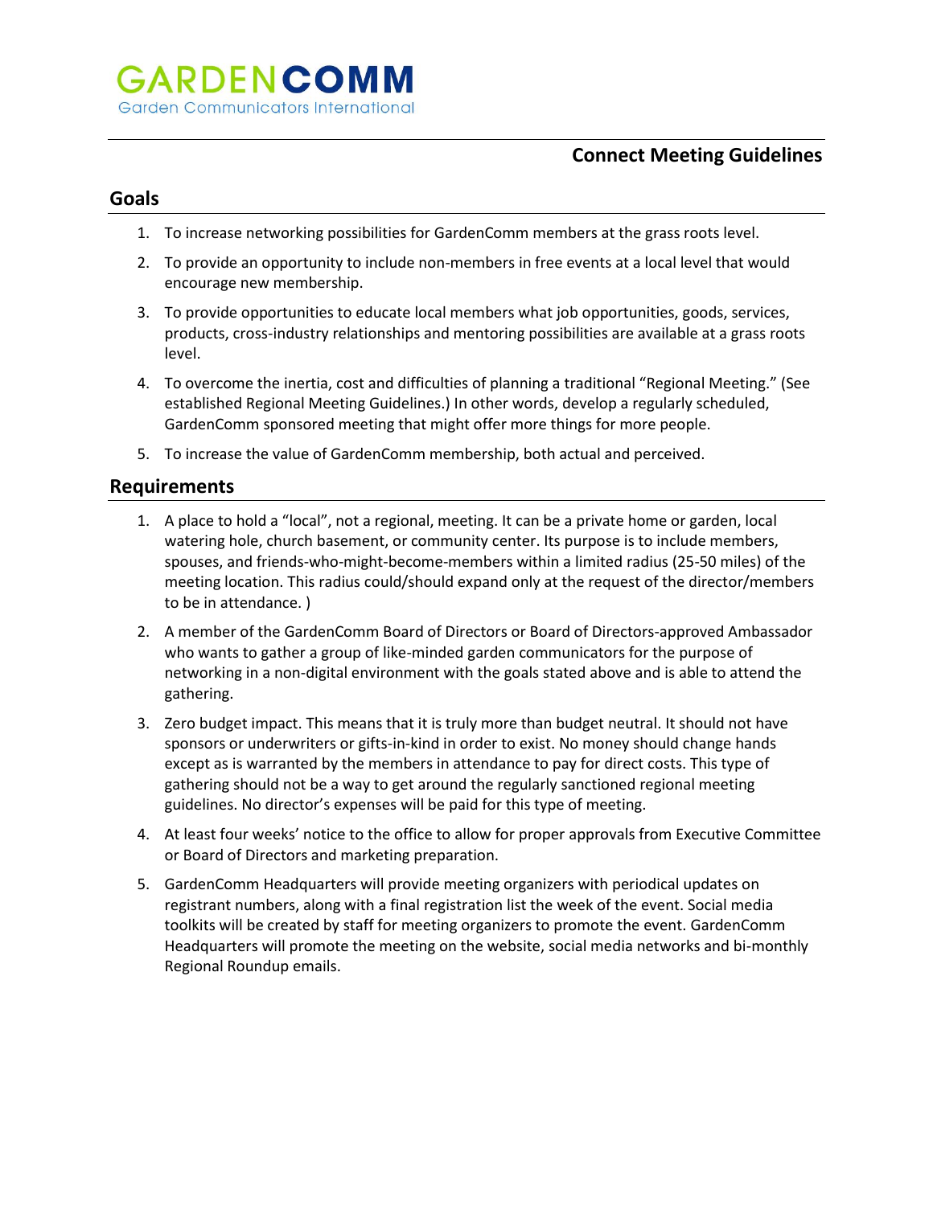# GARDENCOMM

Garden Communicators International

## Connect Meeting Guidelines

## Goals

1. To increase networking possibilities for GardenComm members at the grass roots level.
2. To provide an opportunity to include non-members in free events at a local level that would encourage new membership.
3. To provide opportunities to educate local members what job opportunities, goods, services, products, cross-industry relationships and mentoring possibilities are available at a grass roots level.
4. To overcome the inertia, cost and difficulties of planning a traditional "Regional Meeting." (See established Regional Meeting Guidelines.) In other words, develop a regularly scheduled, GardenComm sponsored meeting that might offer more things for more people.
5. To increase the value of GardenComm membership, both actual and perceived.

## Requirements

1. A place to hold a "local", not a regional, meeting. It can be a private home or garden, local watering hole, church basement, or community center. Its purpose is to include members, spouses, and friends-who-might-become-members within a limited radius (25-50 miles) of the meeting location. This radius could/should expand only at the request of the director/members to be in attendance. )
2. A member of the GardenComm Board of Directors or Board of Directors-approved Ambassador who wants to gather a group of like-minded garden communicators for the purpose of networking in a non-digital environment with the goals stated above and is able to attend the gathering.
3. Zero budget impact. This means that it is truly more than budget neutral. It should not have sponsors or underwriters or gifts-in-kind in order to exist. No money should change hands except as is warranted by the members in attendance to pay for direct costs. This type of gathering should not be a way to get around the regularly sanctioned regional meeting guidelines. No director's expenses will be paid for this type of meeting.
4. At least four weeks' notice to the office to allow for proper approvals from Executive Committee or Board of Directors and marketing preparation.
5. GardenComm Headquarters will provide meeting organizers with periodical updates on registrant numbers, along with a final registration list the week of the event. Social media toolkits will be created by staff for meeting organizers to promote the event. GardenComm Headquarters will promote the meeting on the website, social media networks and bi-monthly Regional Roundup emails.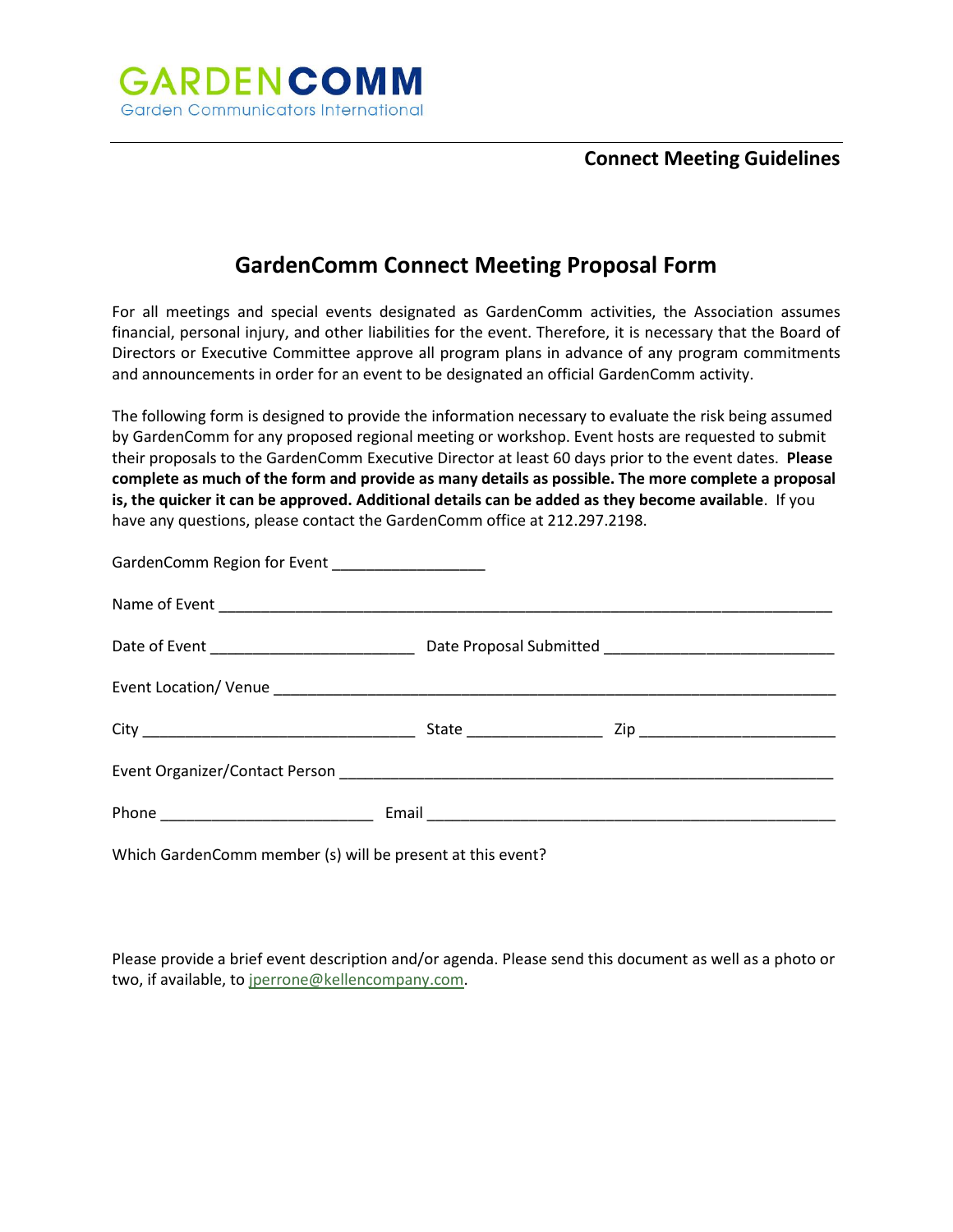# GardenComm Connect Meeting Proposal Form

For all meetings and special events designated as GardenComm activities, the Association assumes financial, personal injury, and other liabilities for the event. Therefore, it is necessary that the Board of Directors or Executive Committee approve all program plans in advance of any program commitments and announcements in order for an event to be designated an official GardenComm activity.

The following form is designed to provide the information necessary to evaluate the risk being assumed by GardenComm for any proposed regional meeting or workshop. Event hosts are requested to submit their proposals to the GardenComm Executive Director at least 60 days prior to the event dates. **Please complete as much of the form and provide as many details as possible. The more complete a proposal is, the quicker it can be approved. Additional details can be added as they become available**. If you have any questions, please contact the GardenComm office at 212.297.2198.

GardenComm Region for Event __________________

Name of Event ____________________________________________________________________________

Date of Event ________________________ Date Proposal Submitted ___________________________

Event Location/ Venue _____________________________________________________________________

City ________________________________ State ________________ Zip _______________________

Event Organizer/Contact Person _____________________________________________________________

Phone _________________________ Email ________________________________________________

Which GardenComm member (s) will be present at this event?

Please provide a brief event description and/or agenda. Please send this document as well as a photo or two, if available, to jperrone@kellencompany.com.